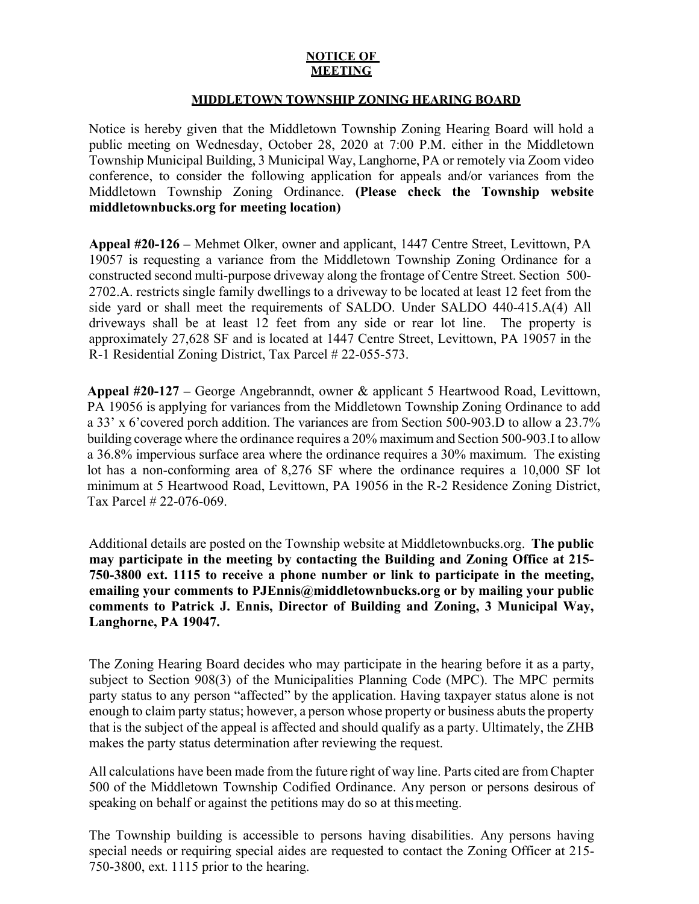# NOTICE OF MEETING

## MIDDLETOWN TOWNSHIP ZONING HEARING BOARD

Notice is hereby given that the Middletown Township Zoning Hearing Board will hold a public meeting on Wednesday, October 28, 2020 at 7:00 P.M. either in the Middletown Township Municipal Building, 3 Municipal Way, Langhorne, PA or remotely via Zoom video conference, to consider the following application for appeals and/or variances from the Middletown Township Zoning Ordinance. **(Please check the Township website middletownbucks.org for meeting location)**

**Appeal #20-126 –** Mehmet Olker, owner and applicant, 1447 Centre Street, Levittown, PA 19057 is requesting a variance from the Middletown Township Zoning Ordinance for a constructed second multi-purpose driveway along the frontage of Centre Street. Section 500-2702.A. restricts single family dwellings to a driveway to be located at least 12 feet from the side yard or shall meet the requirements of SALDO. Under SALDO 440-415.A(4) All driveways shall be at least 12 feet from any side or rear lot line. The property is approximately 27,628 SF and is located at 1447 Centre Street, Levittown, PA 19057 in the R-1 Residential Zoning District, Tax Parcel # 22-055-573.

**Appeal #20-127 –** George Angebranndt, owner & applicant 5 Heartwood Road, Levittown, PA 19056 is applying for variances from the Middletown Township Zoning Ordinance to add a 33' x 6'covered porch addition. The variances are from Section 500-903.D to allow a 23.7% building coverage where the ordinance requires a 20% maximum and Section 500-903.I to allow a 36.8% impervious surface area where the ordinance requires a 30% maximum. The existing lot has a non-conforming area of 8,276 SF where the ordinance requires a 10,000 SF lot minimum at 5 Heartwood Road, Levittown, PA 19056 in the R-2 Residence Zoning District, Tax Parcel # 22-076-069.

Additional details are posted on the Township website at Middletownbucks.org. **The public may participate in the meeting by contacting the Building and Zoning Office at 215-750-3800 ext. 1115 to receive a phone number or link to participate in the meeting, emailing your comments to PJEnnis@middletownbucks.org or by mailing your public comments to Patrick J. Ennis, Director of Building and Zoning, 3 Municipal Way, Langhorne, PA 19047.**

The Zoning Hearing Board decides who may participate in the hearing before it as a party, subject to Section 908(3) of the Municipalities Planning Code (MPC). The MPC permits party status to any person "affected" by the application. Having taxpayer status alone is not enough to claim party status; however, a person whose property or business abuts the property that is the subject of the appeal is affected and should qualify as a party. Ultimately, the ZHB makes the party status determination after reviewing the request.

All calculations have been made from the future right of way line. Parts cited are from Chapter 500 of the Middletown Township Codified Ordinance. Any person or persons desirous of speaking on behalf or against the petitions may do so at this meeting.

The Township building is accessible to persons having disabilities. Any persons having special needs or requiring special aides are requested to contact the Zoning Officer at 215-750-3800, ext. 1115 prior to the hearing.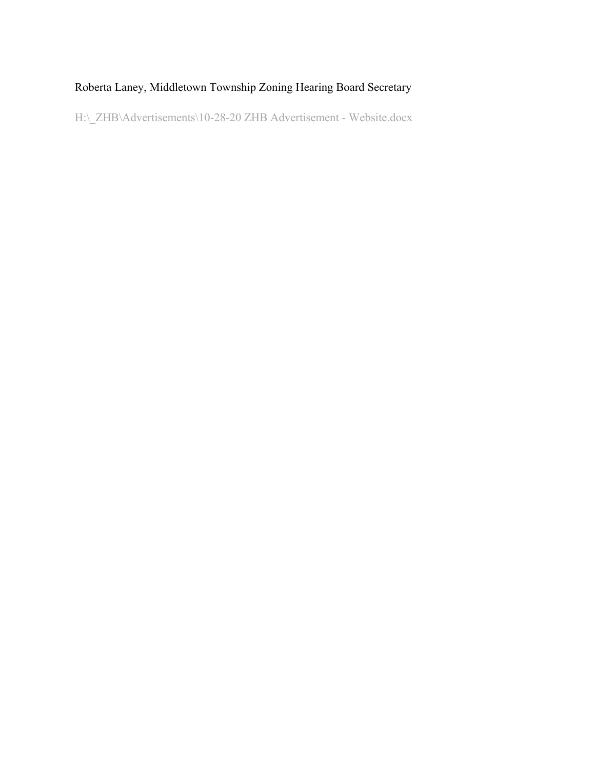Roberta Laney, Middletown Township Zoning Hearing Board Secretary

H:\_ZHB\Advertisements\10-28-20 ZHB Advertisement - Website.docx